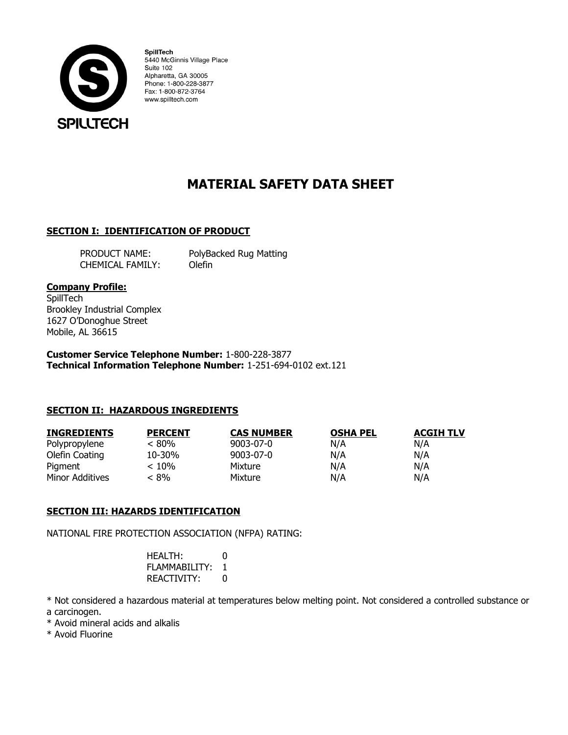**SpillTech**
5440 McGinnis Village Place
Suite 102
Alpharetta, GA 30005
Phone: 1-800-228-3877
Fax: 1-800-872-3764
www.spilltech.com

# MATERIAL SAFETY DATA SHEET

## SECTION I: IDENTIFICATION OF PRODUCT

PRODUCT NAME: PolyBacked Rug Matting
CHEMICAL FAMILY: Olefin

**Company Profile:**
SpillTech
Brookley Industrial Complex
1627 O'Donoghue Street
Mobile, AL 36615

**Customer Service Telephone Number:** 1-800-228-3877
**Technical Information Telephone Number:** 1-251-694-0102 ext.121

## SECTION II: HAZARDOUS INGREDIENTS

| INGREDIENTS | PERCENT | CAS NUMBER | OSHA PEL | ACGIH TLV |
|---|---|---|---|---|
| Polypropylene | < 80% | 9003-07-0 | N/A | N/A |
| Olefin Coating | 10-30% | 9003-07-0 | N/A | N/A |
| Pigment | < 10% | Mixture | N/A | N/A |
| Minor Additives | < 8% | Mixture | N/A | N/A |

## SECTION III: HAZARDS IDENTIFICATION

NATIONAL FIRE PROTECTION ASSOCIATION (NFPA) RATING:

HEALTH: 0
FLAMMABILITY: 1
REACTIVITY: 0

* Not considered a hazardous material at temperatures below melting point. Not considered a controlled substance or a carcinogen.
* Avoid mineral acids and alkalis
* Avoid Fluorine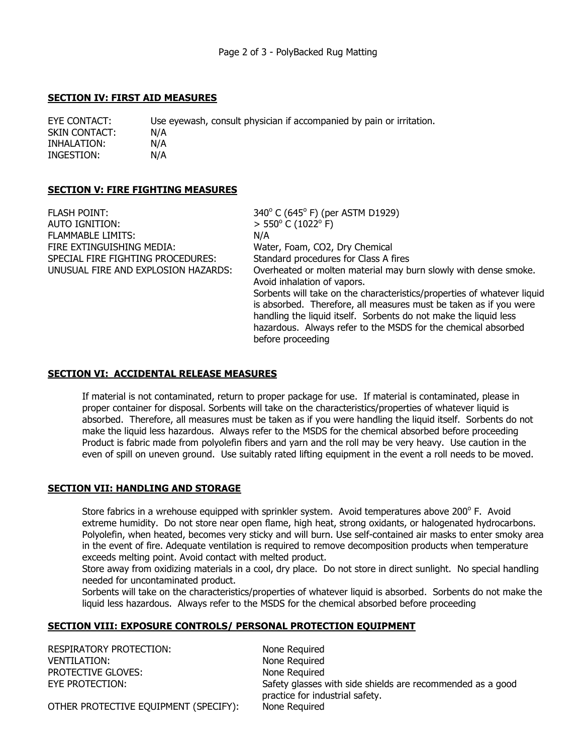## SECTION IV: FIRST AID MEASURES

| | |
|---|---|
| EYE CONTACT: | Use eyewash, consult physician if accompanied by pain or irritation. |
| SKIN CONTACT: | N/A |
| INHALATION: | N/A |
| INGESTION: | N/A |

## SECTION V: FIRE FIGHTING MEASURES

| | |
|---|---|
| FLASH POINT: | 340° C (645° F) (per ASTM D1929) |
| AUTO IGNITION: | > 550° C (1022° F) |
| FLAMMABLE LIMITS: | N/A |
| FIRE EXTINGUISHING MEDIA: | Water, Foam, CO2, Dry Chemical |
| SPECIAL FIRE FIGHTING PROCEDURES: | Standard procedures for Class A fires |
| UNUSUAL FIRE AND EXPLOSION HAZARDS: | Overheated or molten material may burn slowly with dense smoke. Avoid inhalation of vapors. Sorbents will take on the characteristics/properties of whatever liquid is absorbed. Therefore, all measures must be taken as if you were handling the liquid itself. Sorbents do not make the liquid less hazardous. Always refer to the MSDS for the chemical absorbed before proceeding |

## SECTION VI: ACCIDENTAL RELEASE MEASURES

If material is not contaminated, return to proper package for use. If material is contaminated, please in proper container for disposal. Sorbents will take on the characteristics/properties of whatever liquid is absorbed. Therefore, all measures must be taken as if you were handling the liquid itself. Sorbents do not make the liquid less hazardous. Always refer to the MSDS for the chemical absorbed before proceeding Product is fabric made from polyolefin fibers and yarn and the roll may be very heavy. Use caution in the even of spill on uneven ground. Use suitably rated lifting equipment in the event a roll needs to be moved.

## SECTION VII: HANDLING AND STORAGE

Store fabrics in a wrehouse equipped with sprinkler system. Avoid temperatures above 200° F. Avoid extreme humidity. Do not store near open flame, high heat, strong oxidants, or halogenated hydrocarbons. Polyolefin, when heated, becomes very sticky and will burn. Use self-contained air masks to enter smoky area in the event of fire. Adequate ventilation is required to remove decomposition products when temperature exceeds melting point. Avoid contact with melted product.

Store away from oxidizing materials in a cool, dry place. Do not store in direct sunlight. No special handling needed for uncontaminated product.

Sorbents will take on the characteristics/properties of whatever liquid is absorbed. Sorbents do not make the liquid less hazardous. Always refer to the MSDS for the chemical absorbed before proceeding

## SECTION VIII: EXPOSURE CONTROLS/ PERSONAL PROTECTION EQUIPMENT

| | |
|---|---|
| RESPIRATORY PROTECTION: | None Required |
| VENTILATION: | None Required |
| PROTECTIVE GLOVES: | None Required |
| EYE PROTECTION: | Safety glasses with side shields are recommended as a good practice for industrial safety. |
| OTHER PROTECTIVE EQUIPMENT (SPECIFY): | None Required |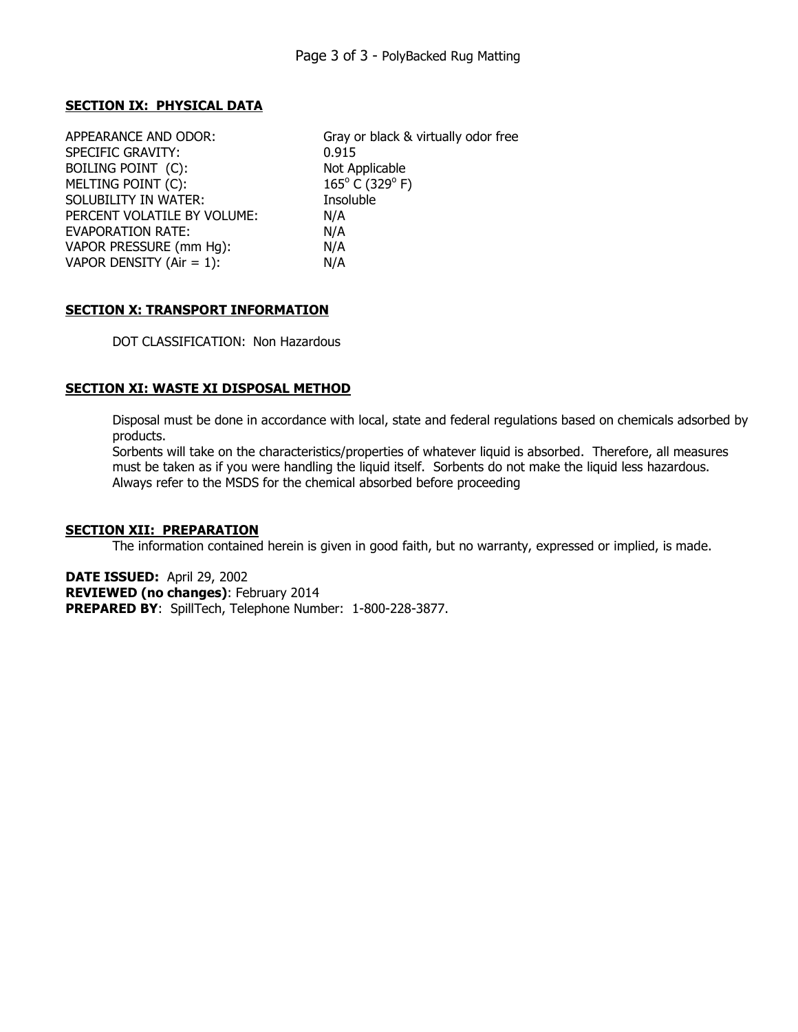## SECTION IX: PHYSICAL DATA

| | |
|---|---|
| APPEARANCE AND ODOR: | Gray or black & virtually odor free |
| SPECIFIC GRAVITY: | 0.915 |
| BOILING POINT (C): | Not Applicable |
| MELTING POINT (C): | 165° C (329° F) |
| SOLUBILITY IN WATER: | Insoluble |
| PERCENT VOLATILE BY VOLUME: | N/A |
| EVAPORATION RATE: | N/A |
| VAPOR PRESSURE (mm Hg): | N/A |
| VAPOR DENSITY (Air = 1): | N/A |

## SECTION X: TRANSPORT INFORMATION

DOT CLASSIFICATION: Non Hazardous

## SECTION XI: WASTE XI DISPOSAL METHOD

Disposal must be done in accordance with local, state and federal regulations based on chemicals adsorbed by products.
Sorbents will take on the characteristics/properties of whatever liquid is absorbed. Therefore, all measures must be taken as if you were handling the liquid itself. Sorbents do not make the liquid less hazardous. Always refer to the MSDS for the chemical absorbed before proceeding

## SECTION XII: PREPARATION

The information contained herein is given in good faith, but no warranty, expressed or implied, is made.

**DATE ISSUED:** April 29, 2002
**REVIEWED (no changes)**: February 2014
**PREPARED BY**: SpillTech, Telephone Number: 1-800-228-3877.